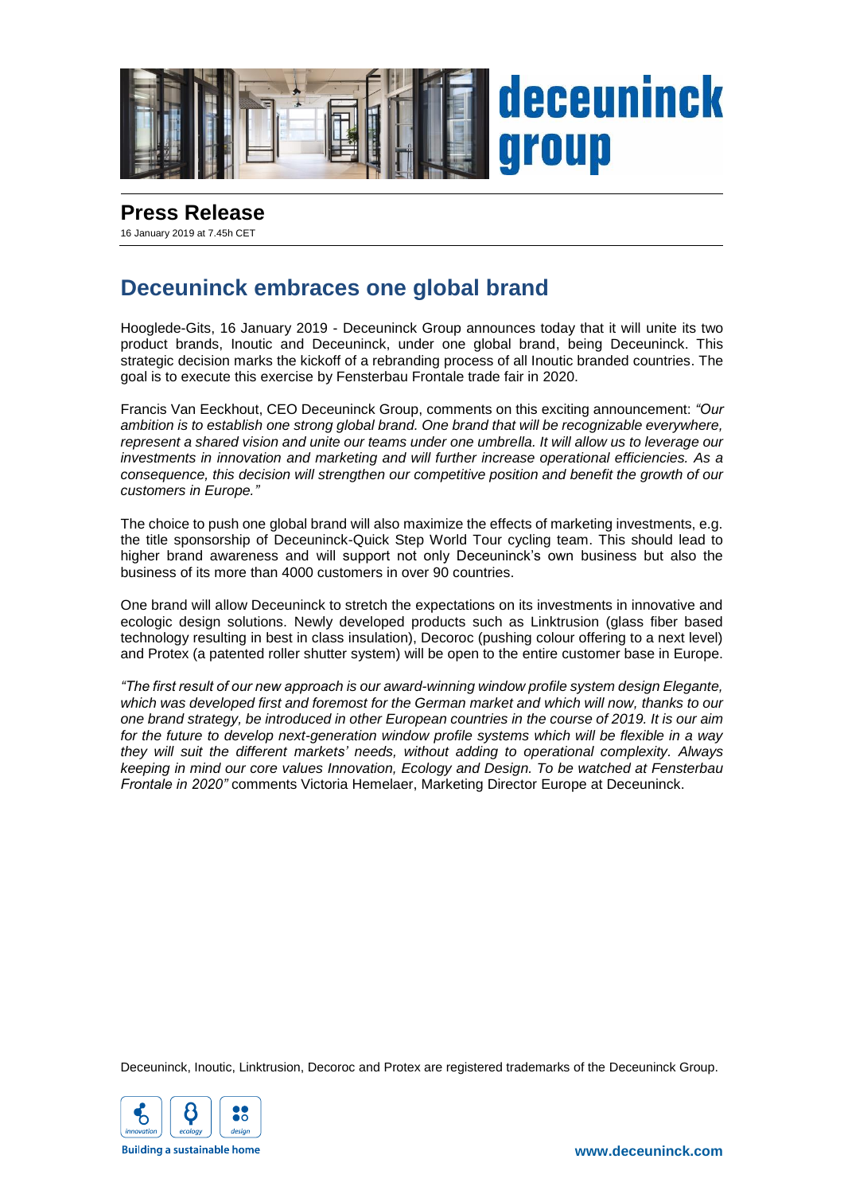# Press Release

16 January 2019 at 7.45h CET

## Deceuninck embraces one global brand

Hooglede-Gits, 16 January 2019 - Deceuninck Group announces today that it will unite its two product brands, Inoutic and Deceuninck, under one global brand, being Deceuninck. This strategic decision marks the kickoff of a rebranding process of all Inoutic branded countries. The goal is to execute this exercise by Fensterbau Frontale trade fair in 2020.

Francis Van Eeckhout, CEO Deceuninck Group, comments on this exciting announcement: *"Our ambition is to establish one strong global brand. One brand that will be recognizable everywhere, represent a shared vision and unite our teams under one umbrella. It will allow us to leverage our investments in innovation and marketing and will further increase operational efficiencies. As a consequence, this decision will strengthen our competitive position and benefit the growth of our customers in Europe."*

The choice to push one global brand will also maximize the effects of marketing investments, e.g. the title sponsorship of Deceuninck-Quick Step World Tour cycling team. This should lead to higher brand awareness and will support not only Deceuninck's own business but also the business of its more than 4000 customers in over 90 countries.

One brand will allow Deceuninck to stretch the expectations on its investments in innovative and ecologic design solutions. Newly developed products such as Linktrusion (glass fiber based technology resulting in best in class insulation), Decoroc (pushing colour offering to a next level) and Protex (a patented roller shutter system) will be open to the entire customer base in Europe.

*"The first result of our new approach is our award-winning window profile system design Elegante, which was developed first and foremost for the German market and which will now, thanks to our one brand strategy, be introduced in other European countries in the course of 2019. It is our aim for the future to develop next-generation window profile systems which will be flexible in a way they will suit the different markets' needs, without adding to operational complexity. Always keeping in mind our core values Innovation, Ecology and Design. To be watched at Fensterbau Frontale in 2020"* comments Victoria Hemelaer, Marketing Director Europe at Deceuninck.

Deceuninck, Inoutic, Linktrusion, Decoroc and Protex are registered trademarks of the Deceuninck Group.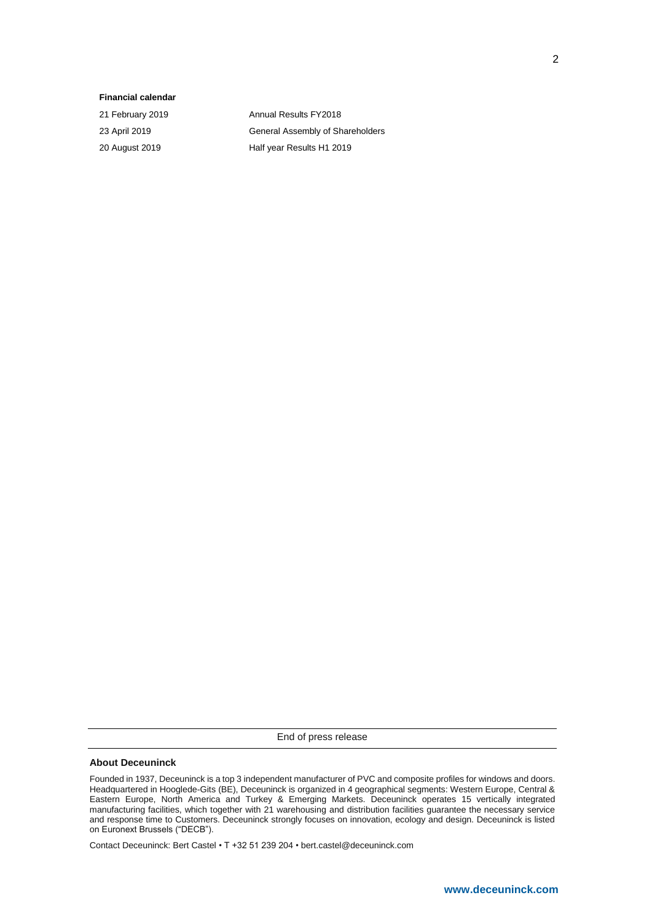**Financial calendar**

| | |
|---|---|
| 21 February 2019 | Annual Results FY2018 |
| 23 April 2019 | General Assembly of Shareholders |
| 20 August 2019 | Half year Results H1 2019 |

---

End of press release

---

**About Deceuninck**

Founded in 1937, Deceuninck is a top 3 independent manufacturer of PVC and composite profiles for windows and doors. Headquartered in Hooglede-Gits (BE), Deceuninck is organized in 4 geographical segments: Western Europe, Central & Eastern Europe, North America and Turkey & Emerging Markets. Deceuninck operates 15 vertically integrated manufacturing facilities, which together with 21 warehousing and distribution facilities guarantee the necessary service and response time to Customers. Deceuninck strongly focuses on innovation, ecology and design. Deceuninck is listed on Euronext Brussels ("DECB").

Contact Deceuninck: Bert Castel • T +32 51 239 204 • bert.castel@deceuninck.com

**www.deceuninck.com**